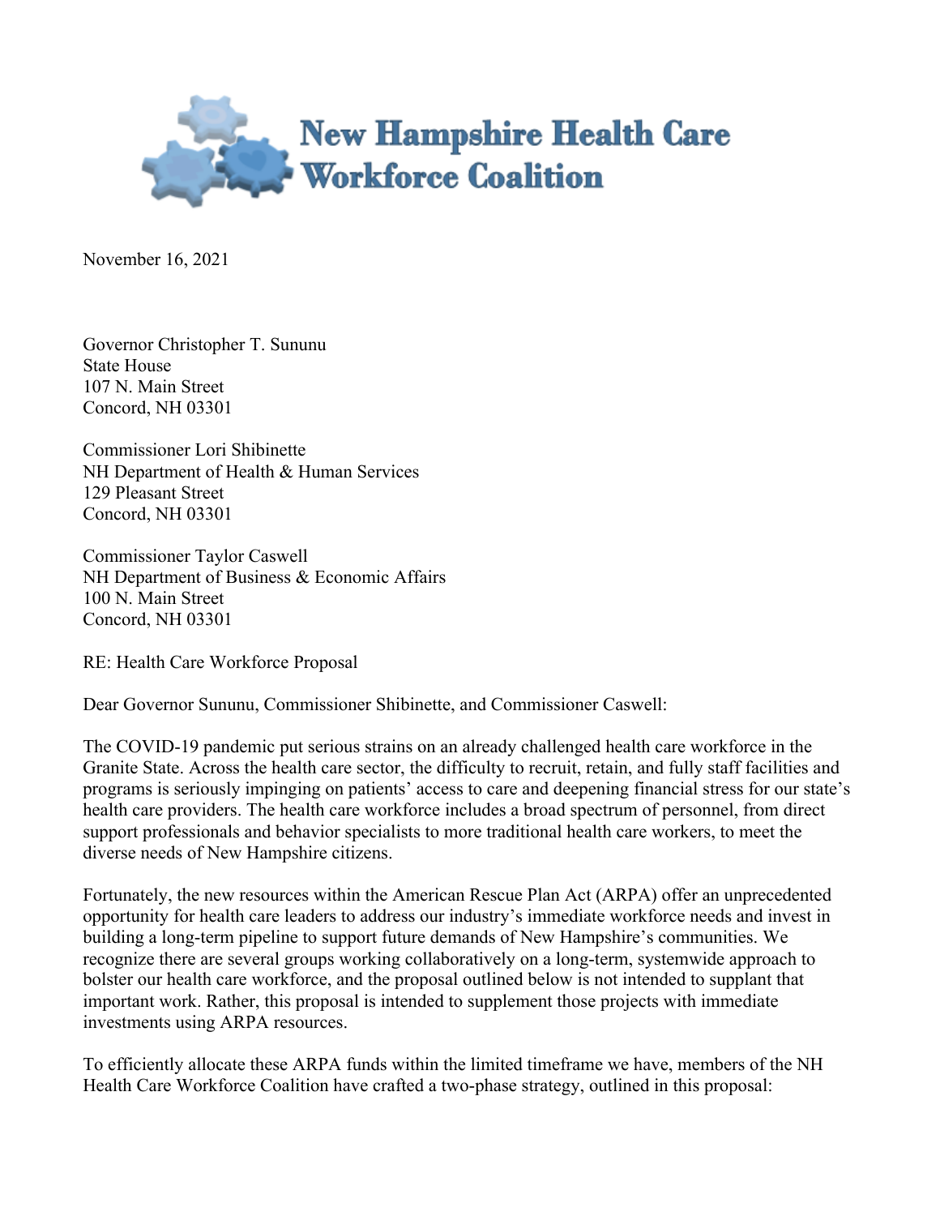# New Hampshire Health Care Workforce Coalition

November 16, 2021

Governor Christopher T. Sununu
State House
107 N. Main Street
Concord, NH 03301

Commissioner Lori Shibinette
NH Department of Health & Human Services
129 Pleasant Street
Concord, NH 03301

Commissioner Taylor Caswell
NH Department of Business & Economic Affairs
100 N. Main Street
Concord, NH 03301

RE: Health Care Workforce Proposal

Dear Governor Sununu, Commissioner Shibinette, and Commissioner Caswell:

The COVID-19 pandemic put serious strains on an already challenged health care workforce in the Granite State. Across the health care sector, the difficulty to recruit, retain, and fully staff facilities and programs is seriously impinging on patients' access to care and deepening financial stress for our state's health care providers. The health care workforce includes a broad spectrum of personnel, from direct support professionals and behavior specialists to more traditional health care workers, to meet the diverse needs of New Hampshire citizens.

Fortunately, the new resources within the American Rescue Plan Act (ARPA) offer an unprecedented opportunity for health care leaders to address our industry's immediate workforce needs and invest in building a long-term pipeline to support future demands of New Hampshire's communities. We recognize there are several groups working collaboratively on a long-term, systemwide approach to bolster our health care workforce, and the proposal outlined below is not intended to supplant that important work. Rather, this proposal is intended to supplement those projects with immediate investments using ARPA resources.

To efficiently allocate these ARPA funds within the limited timeframe we have, members of the NH Health Care Workforce Coalition have crafted a two-phase strategy, outlined in this proposal: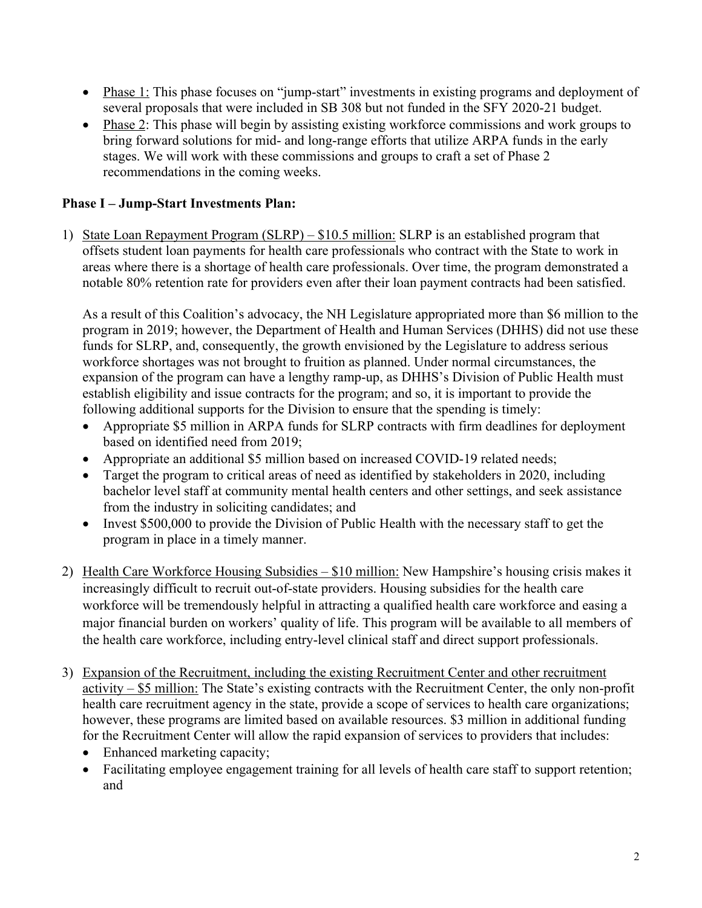- Phase 1: This phase focuses on "jump-start" investments in existing programs and deployment of several proposals that were included in SB 308 but not funded in the SFY 2020-21 budget.
- Phase 2: This phase will begin by assisting existing workforce commissions and work groups to bring forward solutions for mid- and long-range efforts that utilize ARPA funds in the early stages. We will work with these commissions and groups to craft a set of Phase 2 recommendations in the coming weeks.

**Phase I – Jump-Start Investments Plan:**

1) State Loan Repayment Program (SLRP) – $10.5 million: SLRP is an established program that offsets student loan payments for health care professionals who contract with the State to work in areas where there is a shortage of health care professionals. Over time, the program demonstrated a notable 80% retention rate for providers even after their loan payment contracts had been satisfied.

   As a result of this Coalition's advocacy, the NH Legislature appropriated more than $6 million to the program in 2019; however, the Department of Health and Human Services (DHHS) did not use these funds for SLRP, and, consequently, the growth envisioned by the Legislature to address serious workforce shortages was not brought to fruition as planned. Under normal circumstances, the expansion of the program can have a lengthy ramp-up, as DHHS's Division of Public Health must establish eligibility and issue contracts for the program; and so, it is important to provide the following additional supports for the Division to ensure that the spending is timely:
   - Appropriate $5 million in ARPA funds for SLRP contracts with firm deadlines for deployment based on identified need from 2019;
   - Appropriate an additional $5 million based on increased COVID-19 related needs;
   - Target the program to critical areas of need as identified by stakeholders in 2020, including bachelor level staff at community mental health centers and other settings, and seek assistance from the industry in soliciting candidates; and
   - Invest $500,000 to provide the Division of Public Health with the necessary staff to get the program in place in a timely manner.

2) Health Care Workforce Housing Subsidies – $10 million: New Hampshire's housing crisis makes it increasingly difficult to recruit out-of-state providers. Housing subsidies for the health care workforce will be tremendously helpful in attracting a qualified health care workforce and easing a major financial burden on workers' quality of life. This program will be available to all members of the health care workforce, including entry-level clinical staff and direct support professionals.

3) Expansion of the Recruitment, including the existing Recruitment Center and other recruitment activity – $5 million: The State's existing contracts with the Recruitment Center, the only non-profit health care recruitment agency in the state, provide a scope of services to health care organizations; however, these programs are limited based on available resources. $3 million in additional funding for the Recruitment Center will allow the rapid expansion of services to providers that includes:
   - Enhanced marketing capacity;
   - Facilitating employee engagement training for all levels of health care staff to support retention; and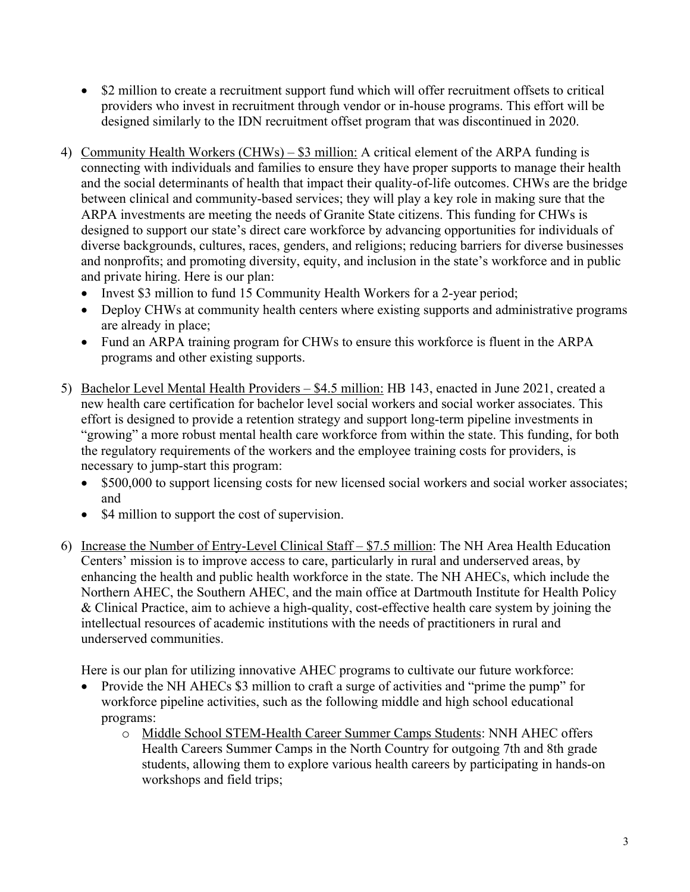- $2 million to create a recruitment support fund which will offer recruitment offsets to critical providers who invest in recruitment through vendor or in-house programs. This effort will be designed similarly to the IDN recruitment offset program that was discontinued in 2020.

4) Community Health Workers (CHWs) – $3 million: A critical element of the ARPA funding is connecting with individuals and families to ensure they have proper supports to manage their health and the social determinants of health that impact their quality-of-life outcomes. CHWs are the bridge between clinical and community-based services; they will play a key role in making sure that the ARPA investments are meeting the needs of Granite State citizens. This funding for CHWs is designed to support our state's direct care workforce by advancing opportunities for individuals of diverse backgrounds, cultures, races, genders, and religions; reducing barriers for diverse businesses and nonprofits; and promoting diversity, equity, and inclusion in the state's workforce and in public and private hiring. Here is our plan:
   - Invest $3 million to fund 15 Community Health Workers for a 2-year period;
   - Deploy CHWs at community health centers where existing supports and administrative programs are already in place;
   - Fund an ARPA training program for CHWs to ensure this workforce is fluent in the ARPA programs and other existing supports.

5) Bachelor Level Mental Health Providers – $4.5 million: HB 143, enacted in June 2021, created a new health care certification for bachelor level social workers and social worker associates. This effort is designed to provide a retention strategy and support long-term pipeline investments in "growing" a more robust mental health care workforce from within the state. This funding, for both the regulatory requirements of the workers and the employee training costs for providers, is necessary to jump-start this program:
   - $500,000 to support licensing costs for new licensed social workers and social worker associates; and
   - $4 million to support the cost of supervision.

6) Increase the Number of Entry-Level Clinical Staff – $7.5 million: The NH Area Health Education Centers' mission is to improve access to care, particularly in rural and underserved areas, by enhancing the health and public health workforce in the state. The NH AHECs, which include the Northern AHEC, the Southern AHEC, and the main office at Dartmouth Institute for Health Policy & Clinical Practice, aim to achieve a high-quality, cost-effective health care system by joining the intellectual resources of academic institutions with the needs of practitioners in rural and underserved communities.

   Here is our plan for utilizing innovative AHEC programs to cultivate our future workforce:
   - Provide the NH AHECs $3 million to craft a surge of activities and "prime the pump" for workforce pipeline activities, such as the following middle and high school educational programs:
     - Middle School STEM-Health Career Summer Camps Students: NNH AHEC offers Health Careers Summer Camps in the North Country for outgoing 7th and 8th grade students, allowing them to explore various health careers by participating in hands-on workshops and field trips;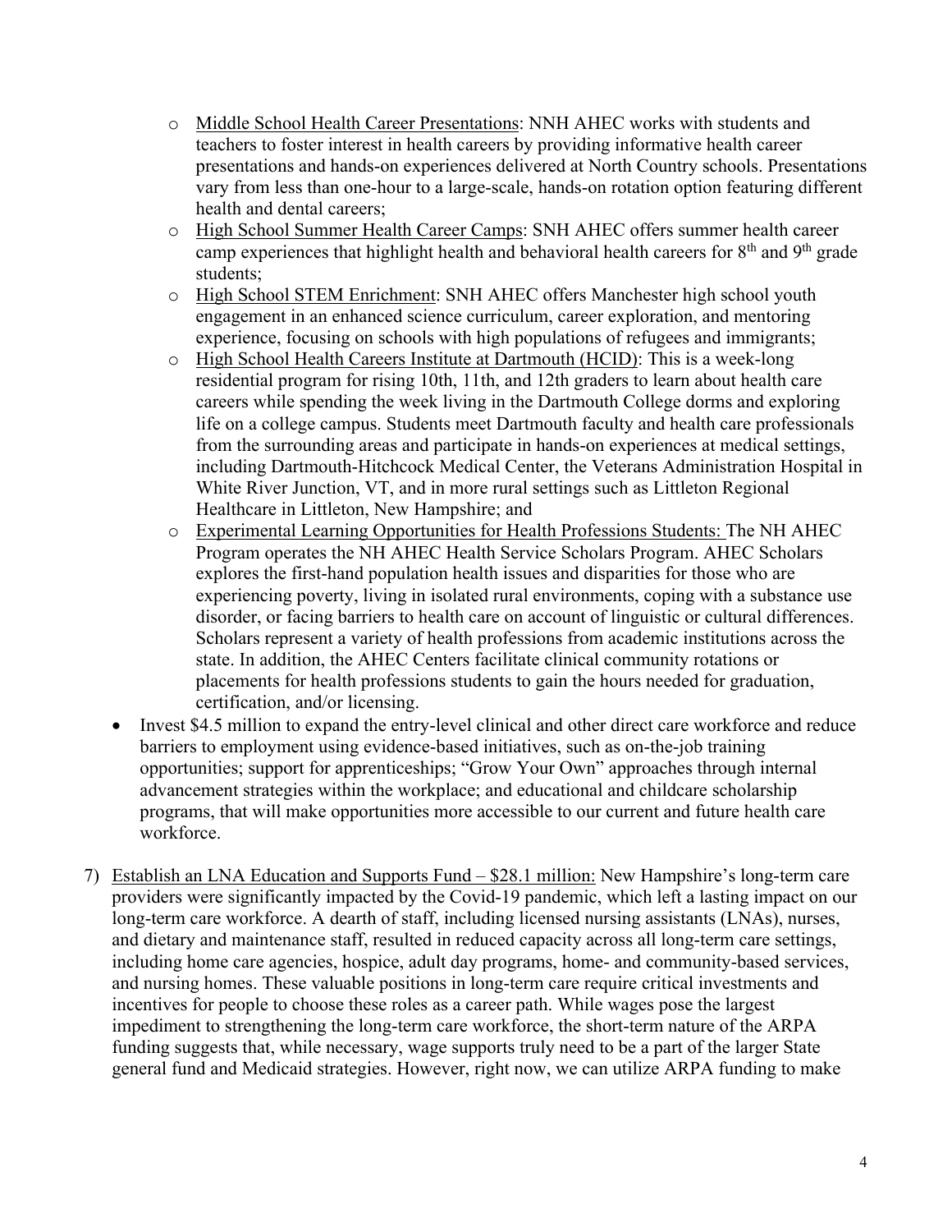- Middle School Health Career Presentations: NNH AHEC works with students and teachers to foster interest in health careers by providing informative health career presentations and hands-on experiences delivered at North Country schools. Presentations vary from less than one-hour to a large-scale, hands-on rotation option featuring different health and dental careers;
    - High School Summer Health Career Camps: SNH AHEC offers summer health career camp experiences that highlight health and behavioral health careers for 8th and 9th grade students;
    - High School STEM Enrichment: SNH AHEC offers Manchester high school youth engagement in an enhanced science curriculum, career exploration, and mentoring experience, focusing on schools with high populations of refugees and immigrants;
    - High School Health Careers Institute at Dartmouth (HCID): This is a week-long residential program for rising 10th, 11th, and 12th graders to learn about health care careers while spending the week living in the Dartmouth College dorms and exploring life on a college campus. Students meet Dartmouth faculty and health care professionals from the surrounding areas and participate in hands-on experiences at medical settings, including Dartmouth-Hitchcock Medical Center, the Veterans Administration Hospital in White River Junction, VT, and in more rural settings such as Littleton Regional Healthcare in Littleton, New Hampshire; and
    - Experimental Learning Opportunities for Health Professions Students: The NH AHEC Program operates the NH AHEC Health Service Scholars Program. AHEC Scholars explores the first-hand population health issues and disparities for those who are experiencing poverty, living in isolated rural environments, coping with a substance use disorder, or facing barriers to health care on account of linguistic or cultural differences. Scholars represent a variety of health professions from academic institutions across the state. In addition, the AHEC Centers facilitate clinical community rotations or placements for health professions students to gain the hours needed for graduation, certification, and/or licensing.
- Invest $4.5 million to expand the entry-level clinical and other direct care workforce and reduce barriers to employment using evidence-based initiatives, such as on-the-job training opportunities; support for apprenticeships; "Grow Your Own" approaches through internal advancement strategies within the workplace; and educational and childcare scholarship programs, that will make opportunities more accessible to our current and future health care workforce.

7) Establish an LNA Education and Supports Fund – $28.1 million: New Hampshire's long-term care providers were significantly impacted by the Covid-19 pandemic, which left a lasting impact on our long-term care workforce. A dearth of staff, including licensed nursing assistants (LNAs), nurses, and dietary and maintenance staff, resulted in reduced capacity across all long-term care settings, including home care agencies, hospice, adult day programs, home- and community-based services, and nursing homes. These valuable positions in long-term care require critical investments and incentives for people to choose these roles as a career path. While wages pose the largest impediment to strengthening the long-term care workforce, the short-term nature of the ARPA funding suggests that, while necessary, wage supports truly need to be a part of the larger State general fund and Medicaid strategies. However, right now, we can utilize ARPA funding to make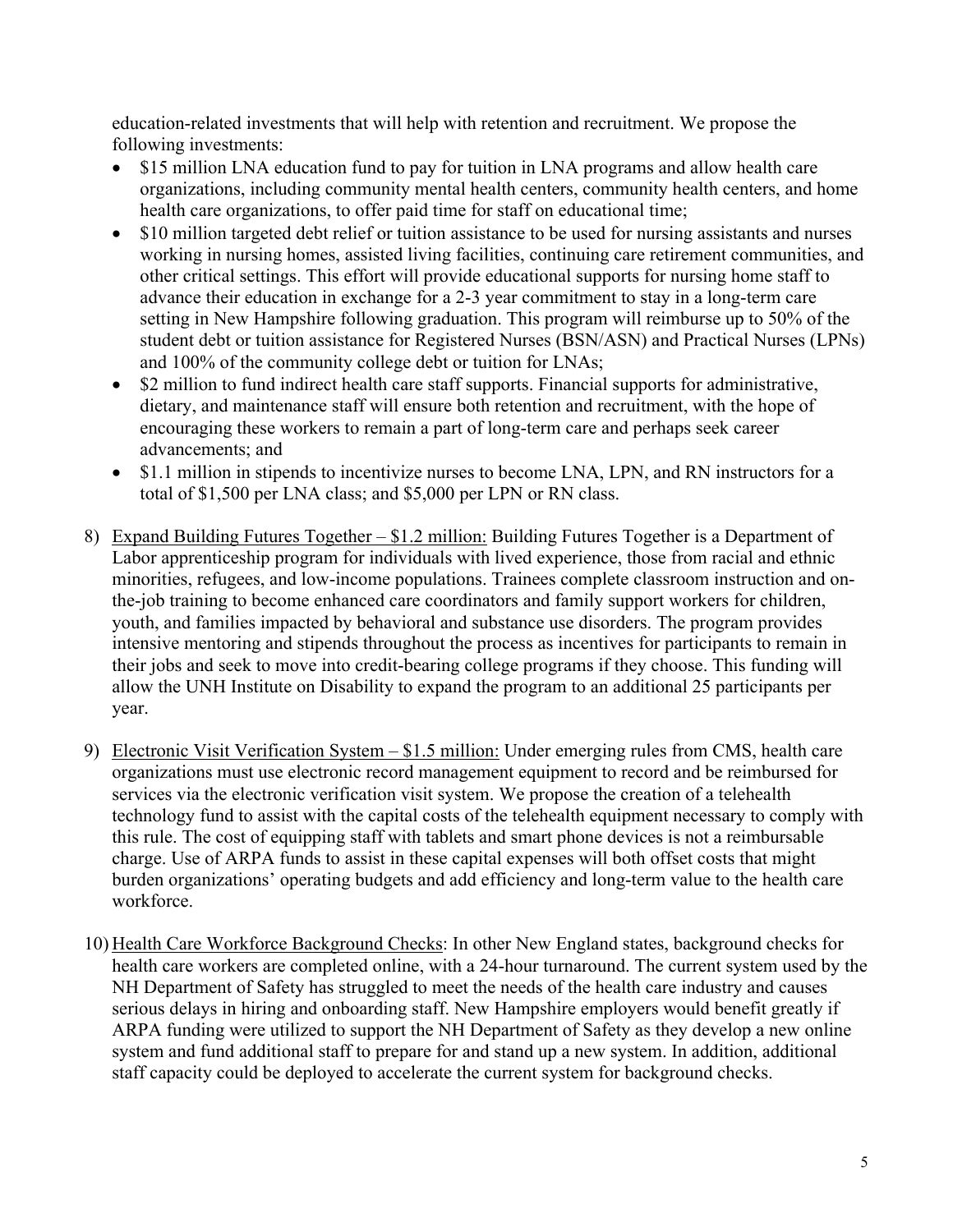education-related investments that will help with retention and recruitment. We propose the following investments:

- $15 million LNA education fund to pay for tuition in LNA programs and allow health care organizations, including community mental health centers, community health centers, and home health care organizations, to offer paid time for staff on educational time;
- $10 million targeted debt relief or tuition assistance to be used for nursing assistants and nurses working in nursing homes, assisted living facilities, continuing care retirement communities, and other critical settings. This effort will provide educational supports for nursing home staff to advance their education in exchange for a 2-3 year commitment to stay in a long-term care setting in New Hampshire following graduation. This program will reimburse up to 50% of the student debt or tuition assistance for Registered Nurses (BSN/ASN) and Practical Nurses (LPNs) and 100% of the community college debt or tuition for LNAs;
- $2 million to fund indirect health care staff supports. Financial supports for administrative, dietary, and maintenance staff will ensure both retention and recruitment, with the hope of encouraging these workers to remain a part of long-term care and perhaps seek career advancements; and
- $1.1 million in stipends to incentivize nurses to become LNA, LPN, and RN instructors for a total of $1,500 per LNA class; and $5,000 per LPN or RN class.

8) <u>Expand Building Futures Together – $1.2 million:</u> Building Futures Together is a Department of Labor apprenticeship program for individuals with lived experience, those from racial and ethnic minorities, refugees, and low-income populations. Trainees complete classroom instruction and on-the-job training to become enhanced care coordinators and family support workers for children, youth, and families impacted by behavioral and substance use disorders. The program provides intensive mentoring and stipends throughout the process as incentives for participants to remain in their jobs and seek to move into credit-bearing college programs if they choose. This funding will allow the UNH Institute on Disability to expand the program to an additional 25 participants per year.

9) <u>Electronic Visit Verification System – $1.5 million:</u> Under emerging rules from CMS, health care organizations must use electronic record management equipment to record and be reimbursed for services via the electronic verification visit system. We propose the creation of a telehealth technology fund to assist with the capital costs of the telehealth equipment necessary to comply with this rule. The cost of equipping staff with tablets and smart phone devices is not a reimbursable charge. Use of ARPA funds to assist in these capital expenses will both offset costs that might burden organizations' operating budgets and add efficiency and long-term value to the health care workforce.

10) <u>Health Care Workforce Background Checks</u>: In other New England states, background checks for health care workers are completed online, with a 24-hour turnaround. The current system used by the NH Department of Safety has struggled to meet the needs of the health care industry and causes serious delays in hiring and onboarding staff. New Hampshire employers would benefit greatly if ARPA funding were utilized to support the NH Department of Safety as they develop a new online system and fund additional staff to prepare for and stand up a new system. In addition, additional staff capacity could be deployed to accelerate the current system for background checks.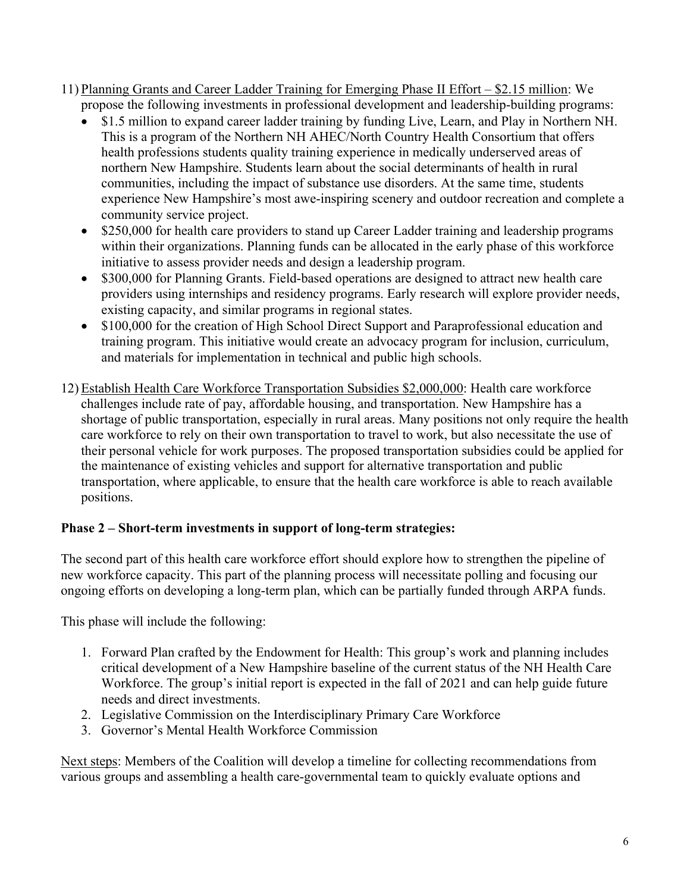11) <u>Planning Grants and Career Ladder Training for Emerging Phase II Effort – $2.15 million</u>: We propose the following investments in professional development and leadership-building programs:
    - $1.5 million to expand career ladder training by funding Live, Learn, and Play in Northern NH. This is a program of the Northern NH AHEC/North Country Health Consortium that offers health professions students quality training experience in medically underserved areas of northern New Hampshire. Students learn about the social determinants of health in rural communities, including the impact of substance use disorders. At the same time, students experience New Hampshire's most awe-inspiring scenery and outdoor recreation and complete a community service project.
    - $250,000 for health care providers to stand up Career Ladder training and leadership programs within their organizations. Planning funds can be allocated in the early phase of this workforce initiative to assess provider needs and design a leadership program.
    - $300,000 for Planning Grants. Field-based operations are designed to attract new health care providers using internships and residency programs. Early research will explore provider needs, existing capacity, and similar programs in regional states.
    - $100,000 for the creation of High School Direct Support and Paraprofessional education and training program. This initiative would create an advocacy program for inclusion, curriculum, and materials for implementation in technical and public high schools.

12) <u>Establish Health Care Workforce Transportation Subsidies $2,000,000</u>: Health care workforce challenges include rate of pay, affordable housing, and transportation. New Hampshire has a shortage of public transportation, especially in rural areas. Many positions not only require the health care workforce to rely on their own transportation to travel to work, but also necessitate the use of their personal vehicle for work purposes. The proposed transportation subsidies could be applied for the maintenance of existing vehicles and support for alternative transportation and public transportation, where applicable, to ensure that the health care workforce is able to reach available positions.

**Phase 2 – Short-term investments in support of long-term strategies:**

The second part of this health care workforce effort should explore how to strengthen the pipeline of new workforce capacity. This part of the planning process will necessitate polling and focusing our ongoing efforts on developing a long-term plan, which can be partially funded through ARPA funds.

This phase will include the following:

1. Forward Plan crafted by the Endowment for Health: This group's work and planning includes critical development of a New Hampshire baseline of the current status of the NH Health Care Workforce. The group's initial report is expected in the fall of 2021 and can help guide future needs and direct investments.
2. Legislative Commission on the Interdisciplinary Primary Care Workforce
3. Governor's Mental Health Workforce Commission

<u>Next steps</u>: Members of the Coalition will develop a timeline for collecting recommendations from various groups and assembling a health care-governmental team to quickly evaluate options and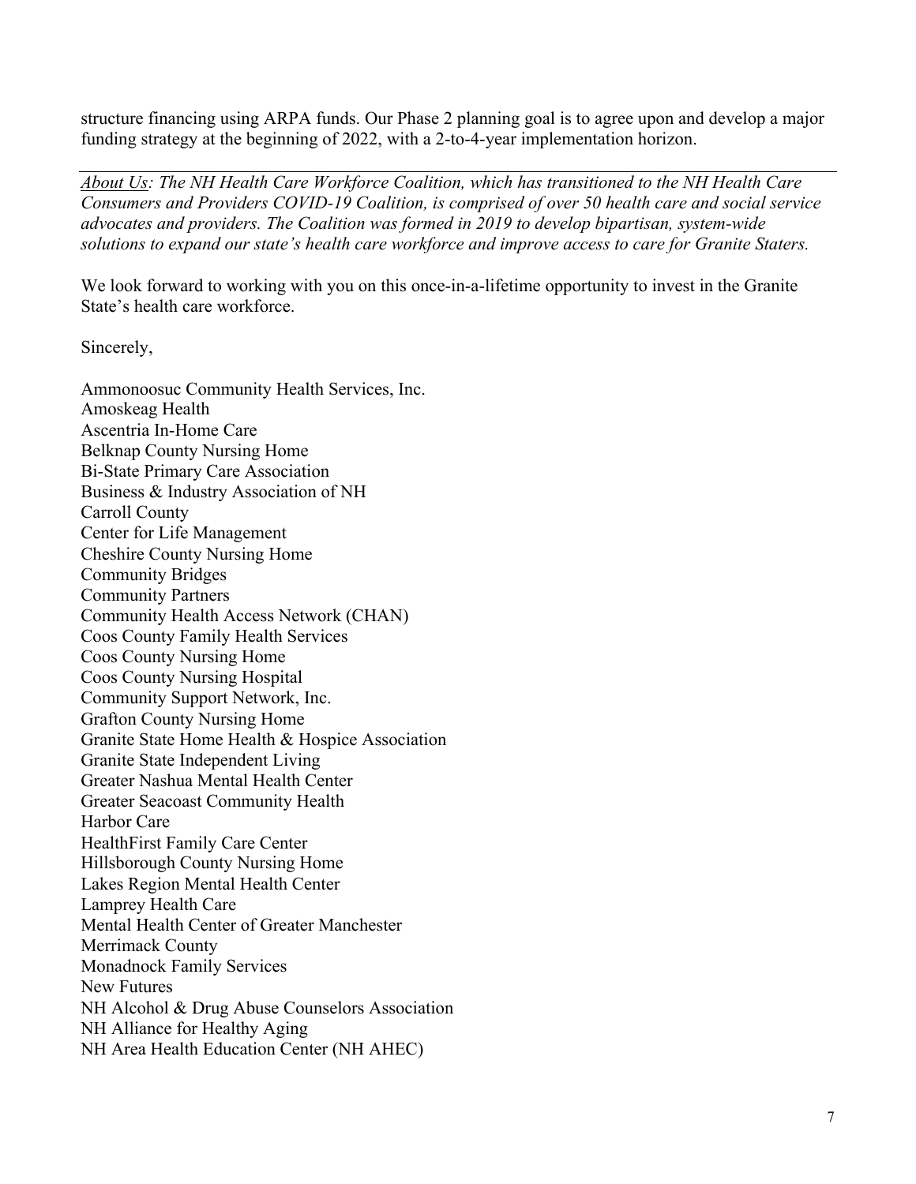structure financing using ARPA funds. Our Phase 2 planning goal is to agree upon and develop a major funding strategy at the beginning of 2022, with a 2-to-4-year implementation horizon.

---

*About Us: The NH Health Care Workforce Coalition, which has transitioned to the NH Health Care Consumers and Providers COVID-19 Coalition, is comprised of over 50 health care and social service advocates and providers. The Coalition was formed in 2019 to develop bipartisan, system-wide solutions to expand our state's health care workforce and improve access to care for Granite Staters.*

We look forward to working with you on this once-in-a-lifetime opportunity to invest in the Granite State's health care workforce.

Sincerely,

Ammonoosuc Community Health Services, Inc.
Amoskeag Health
Ascentria In-Home Care
Belknap County Nursing Home
Bi-State Primary Care Association
Business & Industry Association of NH
Carroll County
Center for Life Management
Cheshire County Nursing Home
Community Bridges
Community Partners
Community Health Access Network (CHAN)
Coos County Family Health Services
Coos County Nursing Home
Coos County Nursing Hospital
Community Support Network, Inc.
Grafton County Nursing Home
Granite State Home Health & Hospice Association
Granite State Independent Living
Greater Nashua Mental Health Center
Greater Seacoast Community Health
Harbor Care
HealthFirst Family Care Center
Hillsborough County Nursing Home
Lakes Region Mental Health Center
Lamprey Health Care
Mental Health Center of Greater Manchester
Merrimack County
Monadnock Family Services
New Futures
NH Alcohol & Drug Abuse Counselors Association
NH Alliance for Healthy Aging
NH Area Health Education Center (NH AHEC)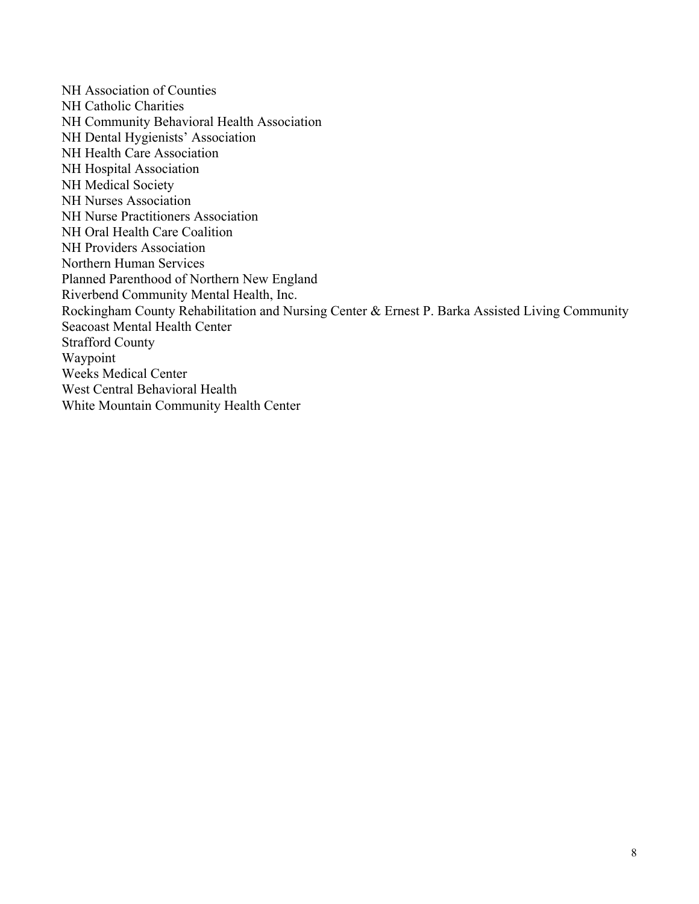NH Association of Counties
NH Catholic Charities
NH Community Behavioral Health Association
NH Dental Hygienists' Association
NH Health Care Association
NH Hospital Association
NH Medical Society
NH Nurses Association
NH Nurse Practitioners Association
NH Oral Health Care Coalition
NH Providers Association
Northern Human Services
Planned Parenthood of Northern New England
Riverbend Community Mental Health, Inc.
Rockingham County Rehabilitation and Nursing Center & Ernest P. Barka Assisted Living Community
Seacoast Mental Health Center
Strafford County
Waypoint
Weeks Medical Center
West Central Behavioral Health
White Mountain Community Health Center